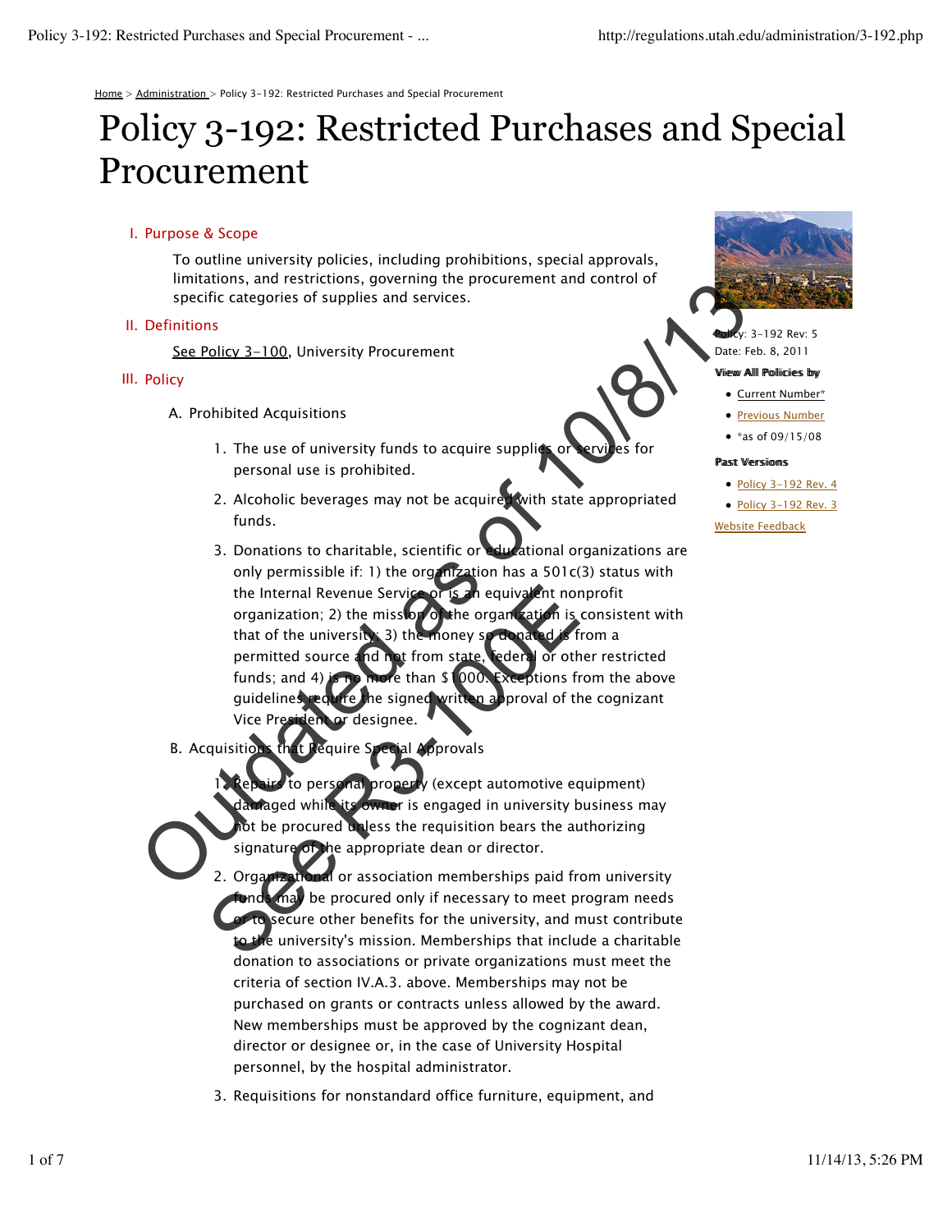Home > Administration > Policy 3-192: Restricted Purchases and Special Procurement

# Policy 3-192: Restricted Purchases and Special Procurement

Outdated as of 10/8/13
See R3-100E

Policy: 3-192 Rev: 5
Date: Feb. 8, 2011

**View All Policies by**

- Current Number*
- Previous Number
- *as of 09/15/08

**Past Versions**

- Policy 3-192 Rev. 4
- Policy 3-192 Rev. 3

Website Feedback

## I. Purpose & Scope

To outline university policies, including prohibitions, special approvals, limitations, and restrictions, governing the procurement and control of specific categories of supplies and services.

## II. Definitions

See Policy 3-100, University Procurement

## III. Policy

### A. Prohibited Acquisitions

1. The use of university funds to acquire supplies or services for personal use is prohibited.
2. Alcoholic beverages may not be acquired with state appropriated funds.
3. Donations to charitable, scientific or educational organizations are only permissible if: 1) the organization has a 501c(3) status with the Internal Revenue Service or is an equivalent nonprofit organization; 2) the mission of the organization is consistent with that of the university; 3) the money so donated is from a permitted source and not from state, federal or other restricted funds; and 4) is no more than $1000. Exceptions from the above guidelines require the signed written approval of the cognizant Vice President or designee.

### B. Acquisitions that Require Special Approvals

1. Repairs to personal property (except automotive equipment) damaged while its owner is engaged in university business may not be procured unless the requisition bears the authorizing signature of the appropriate dean or director.
2. Organizational or association memberships paid from university funds may be procured only if necessary to meet program needs or to secure other benefits for the university, and must contribute to the university's mission. Memberships that include a charitable donation to associations or private organizations must meet the criteria of section IV.A.3. above. Memberships may not be purchased on grants or contracts unless allowed by the award. New memberships must be approved by the cognizant dean, director or designee or, in the case of University Hospital personnel, by the hospital administrator.
3. Requisitions for nonstandard office furniture, equipment, and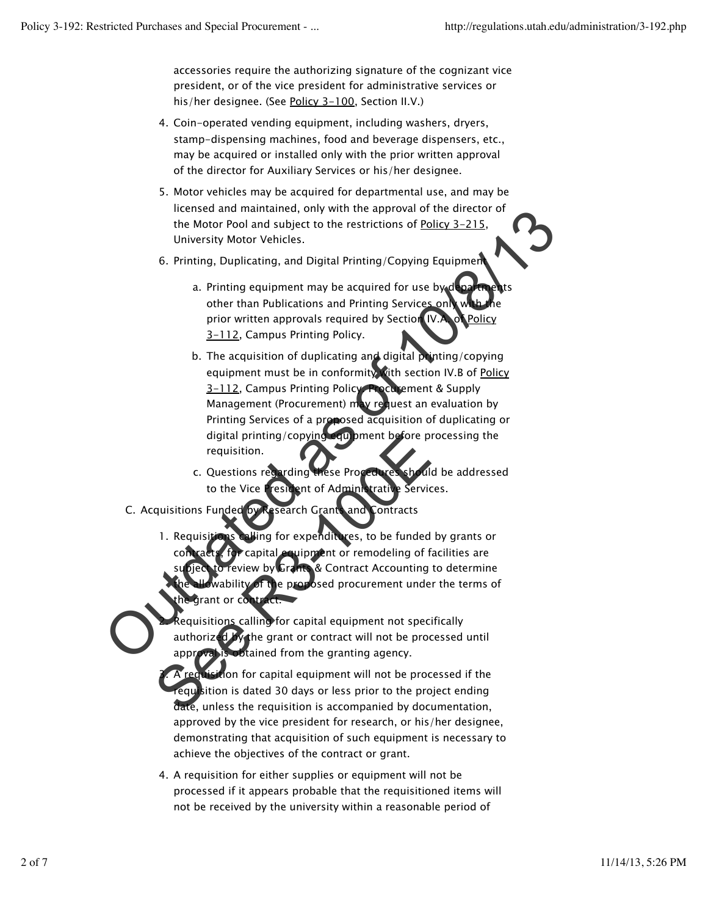accessories require the authorizing signature of the cognizant vice president, or of the vice president for administrative services or his/her designee. (See Policy 3-100, Section II.V.)

4. Coin-operated vending equipment, including washers, dryers, stamp-dispensing machines, food and beverage dispensers, etc., may be acquired or installed only with the prior written approval of the director for Auxiliary Services or his/her designee.

5. Motor vehicles may be acquired for departmental use, and may be licensed and maintained, only with the approval of the director of the Motor Pool and subject to the restrictions of Policy 3-215, University Motor Vehicles.

6. Printing, Duplicating, and Digital Printing/Copying Equipment

   a. Printing equipment may be acquired for use by departments other than Publications and Printing Services only with the prior written approvals required by Section IV.A. of Policy 3-112, Campus Printing Policy.

   b. The acquisition of duplicating and digital printing/copying equipment must be in conformity with section IV.B of Policy 3-112, Campus Printing Policy. Procurement & Supply Management (Procurement) may request an evaluation by Printing Services of a proposed acquisition of duplicating or digital printing/copying equipment before processing the requisition.

   c. Questions regarding these Procedures should be addressed to the Vice President of Administrative Services.

C. Acquisitions Funded by Research Grants and Contracts

1. Requisitions calling for expenditures, to be funded by grants or contracts, for capital equipment or remodeling of facilities are subject to review by Grants & Contract Accounting to determine the allowability of the proposed procurement under the terms of the grant or contract.

2. Requisitions calling for capital equipment not specifically authorized by the grant or contract will not be processed until approval is obtained from the granting agency.

3. A requisition for capital equipment will not be processed if the requisition is dated 30 days or less prior to the project ending date, unless the requisition is accompanied by documentation, approved by the vice president for research, or his/her designee, demonstrating that acquisition of such equipment is necessary to achieve the objectives of the contract or grant.

4. A requisition for either supplies or equipment will not be processed if it appears probable that the requisitioned items will not be received by the university within a reasonable period of

Outdated as of 10/8/13
See R3-100E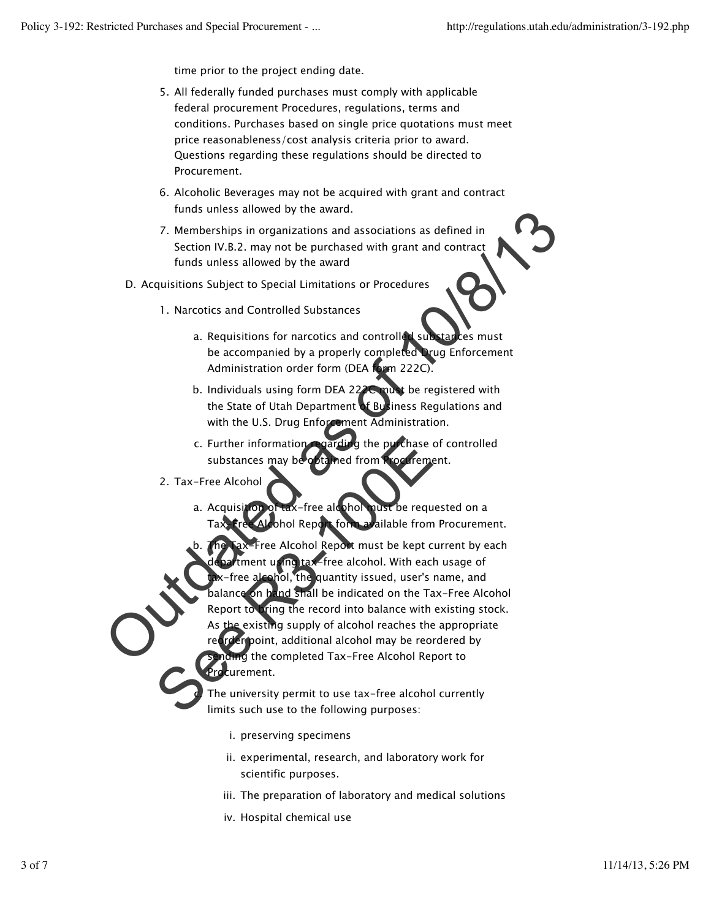time prior to the project ending date.

5. All federally funded purchases must comply with applicable federal procurement Procedures, regulations, terms and conditions. Purchases based on single price quotations must meet price reasonableness/cost analysis criteria prior to award. Questions regarding these regulations should be directed to Procurement.
6. Alcoholic Beverages may not be acquired with grant and contract funds unless allowed by the award.
7. Memberships in organizations and associations as defined in Section IV.B.2. may not be purchased with grant and contract funds unless allowed by the award

D. Acquisitions Subject to Special Limitations or Procedures

1. Narcotics and Controlled Substances
   a. Requisitions for narcotics and controlled substances must be accompanied by a properly completed Drug Enforcement Administration order form (DEA form 222C).
   b. Individuals using form DEA 222C must be registered with the State of Utah Department of Business Regulations and with the U.S. Drug Enforcement Administration.
   c. Further information regarding the purchase of controlled substances may be obtained from Procurement.
2. Tax-Free Alcohol
   a. Acquisition of tax-free alcohol must be requested on a Tax-Free Alcohol Report form available from Procurement.
   b. The Tax-Free Alcohol Report must be kept current by each department using tax-free alcohol. With each usage of tax-free alcohol, the quantity issued, user's name, and balance on hand shall be indicated on the Tax-Free Alcohol Report to bring the record into balance with existing stock. As the existing supply of alcohol reaches the appropriate reorder point, additional alcohol may be reordered by sending the completed Tax-Free Alcohol Report to Procurement.
   c. The university permit to use tax-free alcohol currently limits such use to the following purposes:
      i. preserving specimens
      ii. experimental, research, and laboratory work for scientific purposes.
      iii. The preparation of laboratory and medical solutions
      iv. Hospital chemical use

Outdated as of 10/8/13
See R3-100E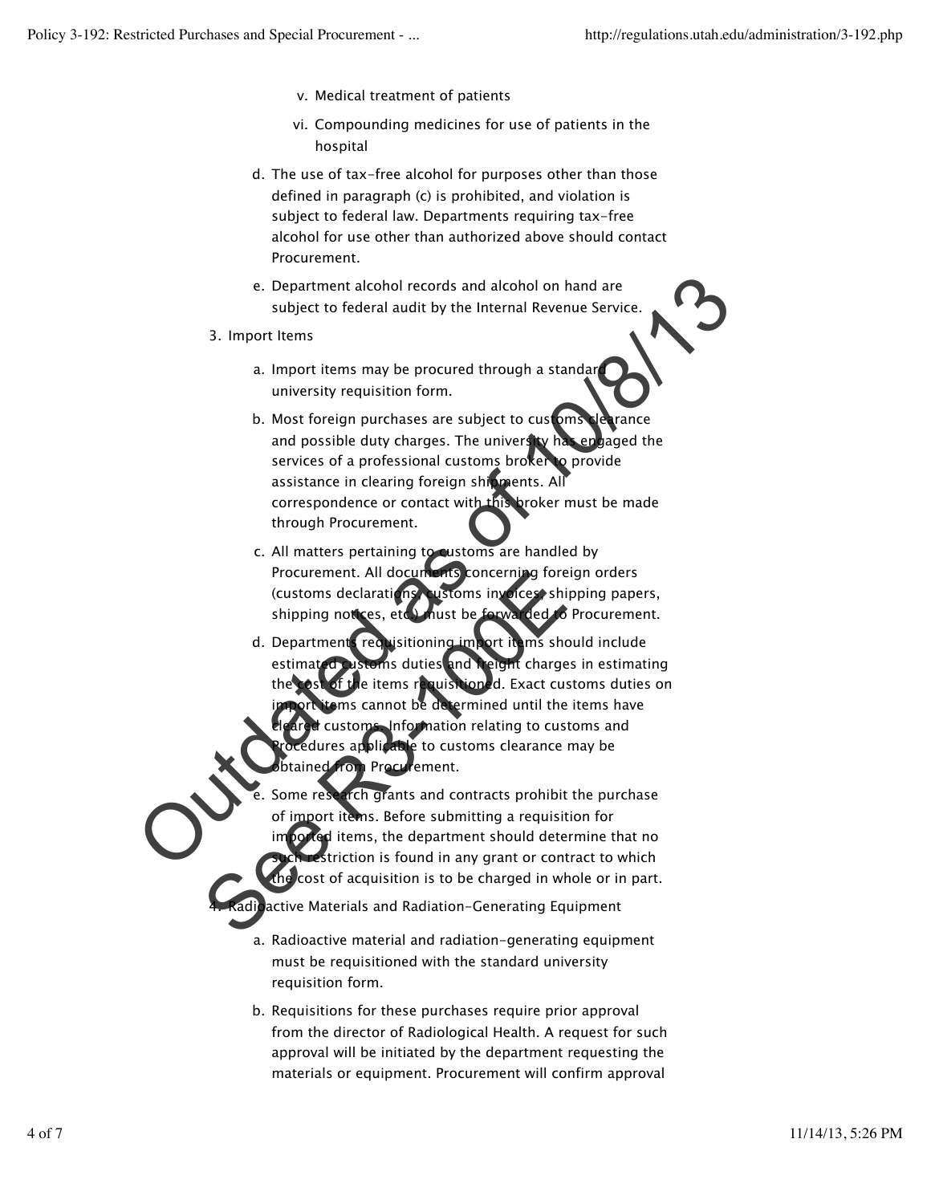v. Medical treatment of patients

vi. Compounding medicines for use of patients in the hospital

d. The use of tax-free alcohol for purposes other than those defined in paragraph (c) is prohibited, and violation is subject to federal law. Departments requiring tax-free alcohol for use other than authorized above should contact Procurement.

e. Department alcohol records and alcohol on hand are subject to federal audit by the Internal Revenue Service.

3. Import Items

   a. Import items may be procured through a standard university requisition form.

   b. Most foreign purchases are subject to customs clearance and possible duty charges. The university has engaged the services of a professional customs broker to provide assistance in clearing foreign shipments. All correspondence or contact with this broker must be made through Procurement.

   c. All matters pertaining to customs are handled by Procurement. All documents concerning foreign orders (customs declarations, customs invoices, shipping papers, shipping notices, etc.) must be forwarded to Procurement.

   d. Departments requisitioning import items should include estimated customs duties and freight charges in estimating the cost of the items requisitioned. Exact customs duties on import items cannot be determined until the items have cleared customs. Information relating to customs and Procedures applicable to customs clearance may be obtained from Procurement.

   e. Some research grants and contracts prohibit the purchase of import items. Before submitting a requisition for imported items, the department should determine that no such restriction is found in any grant or contract to which the cost of acquisition is to be charged in whole or in part.

4. Radioactive Materials and Radiation-Generating Equipment

   a. Radioactive material and radiation-generating equipment must be requisitioned with the standard university requisition form.

   b. Requisitions for these purchases require prior approval from the director of Radiological Health. A request for such approval will be initiated by the department requesting the materials or equipment. Procurement will confirm approval

Outdated as of 10/8/13
See R3-100E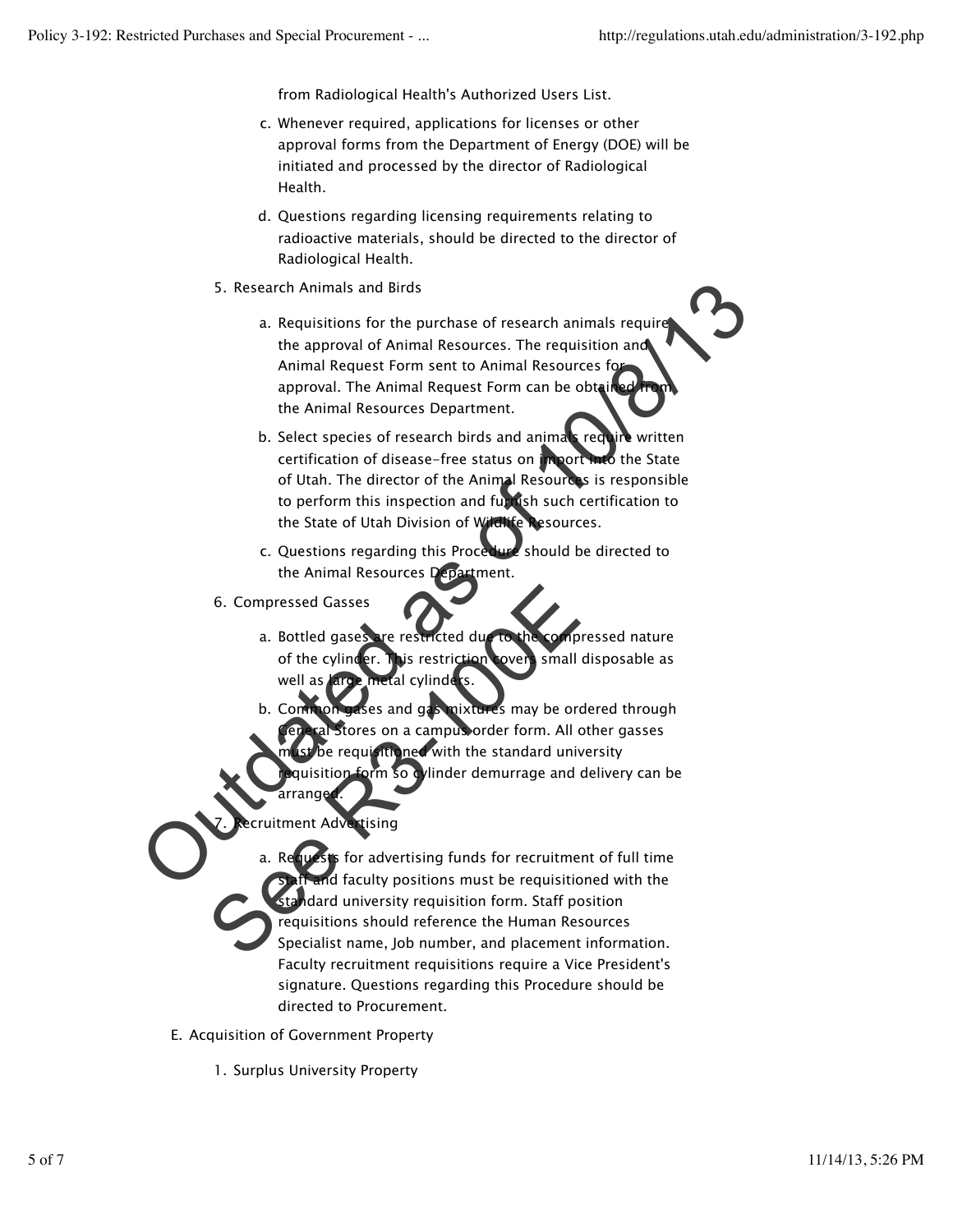from Radiological Health's Authorized Users List.

c. Whenever required, applications for licenses or other approval forms from the Department of Energy (DOE) will be initiated and processed by the director of Radiological Health.

d. Questions regarding licensing requirements relating to radioactive materials, should be directed to the director of Radiological Health.

5. Research Animals and Birds

   a. Requisitions for the purchase of research animals require the approval of Animal Resources. The requisition and Animal Request Form sent to Animal Resources for approval. The Animal Request Form can be obtained from the Animal Resources Department.

   b. Select species of research birds and animals require written certification of disease-free status on import into the State of Utah. The director of the Animal Resources is responsible to perform this inspection and furnish such certification to the State of Utah Division of Wildlife Resources.

   c. Questions regarding this Procedure should be directed to the Animal Resources Department.

6. Compressed Gasses

   a. Bottled gases are restricted due to the compressed nature of the cylinder. This restriction covers small disposable as well as large metal cylinders.

   b. Common gases and gas mixtures may be ordered through General Stores on a campus order form. All other gasses must be requisitioned with the standard university requisition form so cylinder demurrage and delivery can be arranged.

7. Recruitment Advertising

   a. Requests for advertising funds for recruitment of full time staff and faculty positions must be requisitioned with the standard university requisition form. Staff position requisitions should reference the Human Resources Specialist name, Job number, and placement information. Faculty recruitment requisitions require a Vice President's signature. Questions regarding this Procedure should be directed to Procurement.

E. Acquisition of Government Property

1. Surplus University Property

Outdated as of 10/8/13
See R3-100E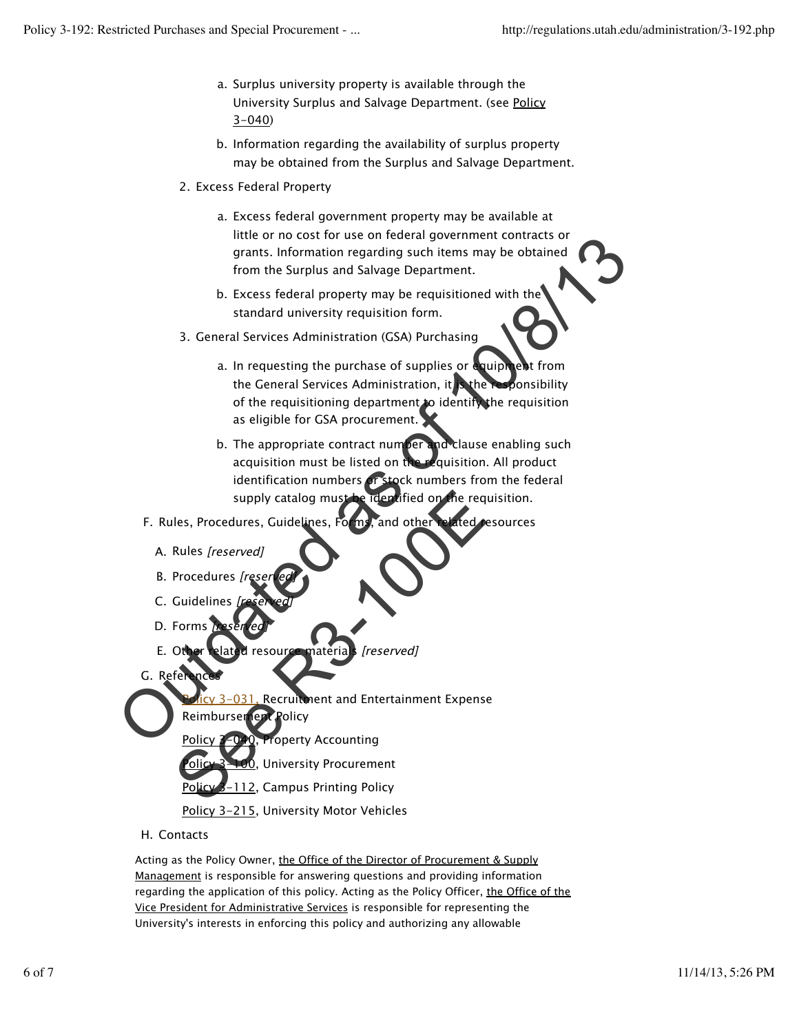a. Surplus university property is available through the University Surplus and Salvage Department. (see Policy 3-040)

b. Information regarding the availability of surplus property may be obtained from the Surplus and Salvage Department.

2. Excess Federal Property

a. Excess federal government property may be available at little or no cost for use on federal government contracts or grants. Information regarding such items may be obtained from the Surplus and Salvage Department.

b. Excess federal property may be requisitioned with the standard university requisition form.

3. General Services Administration (GSA) Purchasing

a. In requesting the purchase of supplies or equipment from the General Services Administration, it is the responsibility of the requisitioning department to identify the requisition as eligible for GSA procurement.

b. The appropriate contract number and clause enabling such acquisition must be listed on the requisition. All product identification numbers or stock numbers from the federal supply catalog must be identified on the requisition.

F. Rules, Procedures, Guidelines, Forms, and other related resources

A. Rules *[reserved]*

B. Procedures *[reserved]*

C. Guidelines *[reserved]*

D. Forms *[reserved]*

E. Other related resource materials *[reserved]*

G. References

Policy 3-031, Recruitment and Entertainment Expense Reimbursement Policy

Policy 3-040, Property Accounting

Policy 3-100, University Procurement

Policy 3-112, Campus Printing Policy

Policy 3-215, University Motor Vehicles

H. Contacts

Acting as the Policy Owner, the Office of the Director of Procurement & Supply Management is responsible for answering questions and providing information regarding the application of this policy. Acting as the Policy Officer, the Office of the Vice President for Administrative Services is responsible for representing the University's interests in enforcing this policy and authorizing any allowable

Outdated as of 10/8/13 See R3-100E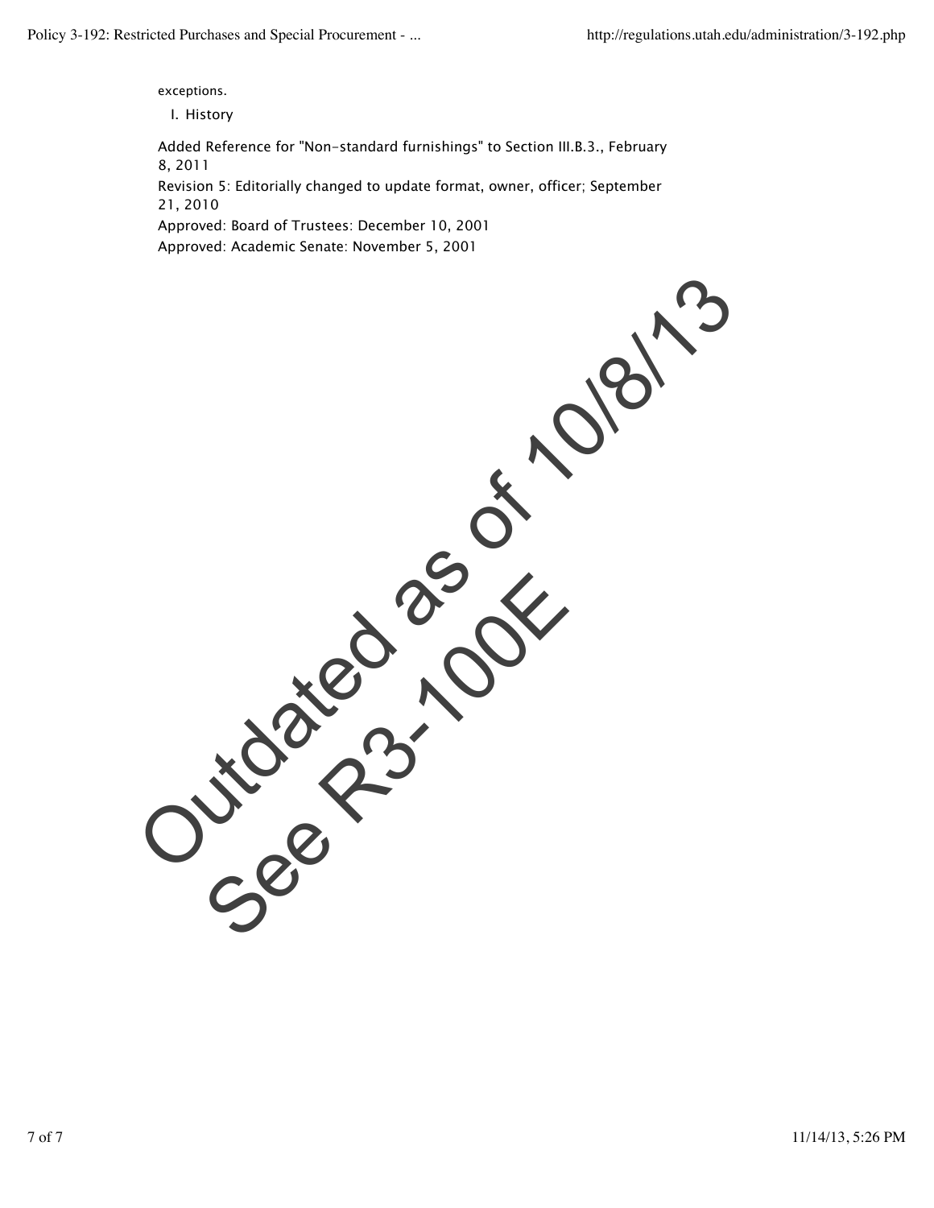exceptions.

I. History

Added Reference for "Non-standard furnishings" to Section III.B.3., February 8, 2011
Revision 5: Editorially changed to update format, owner, officer; September 21, 2010
Approved: Board of Trustees: December 10, 2001
Approved: Academic Senate: November 5, 2001

Outdated as of 10/8/13
See R3-100E